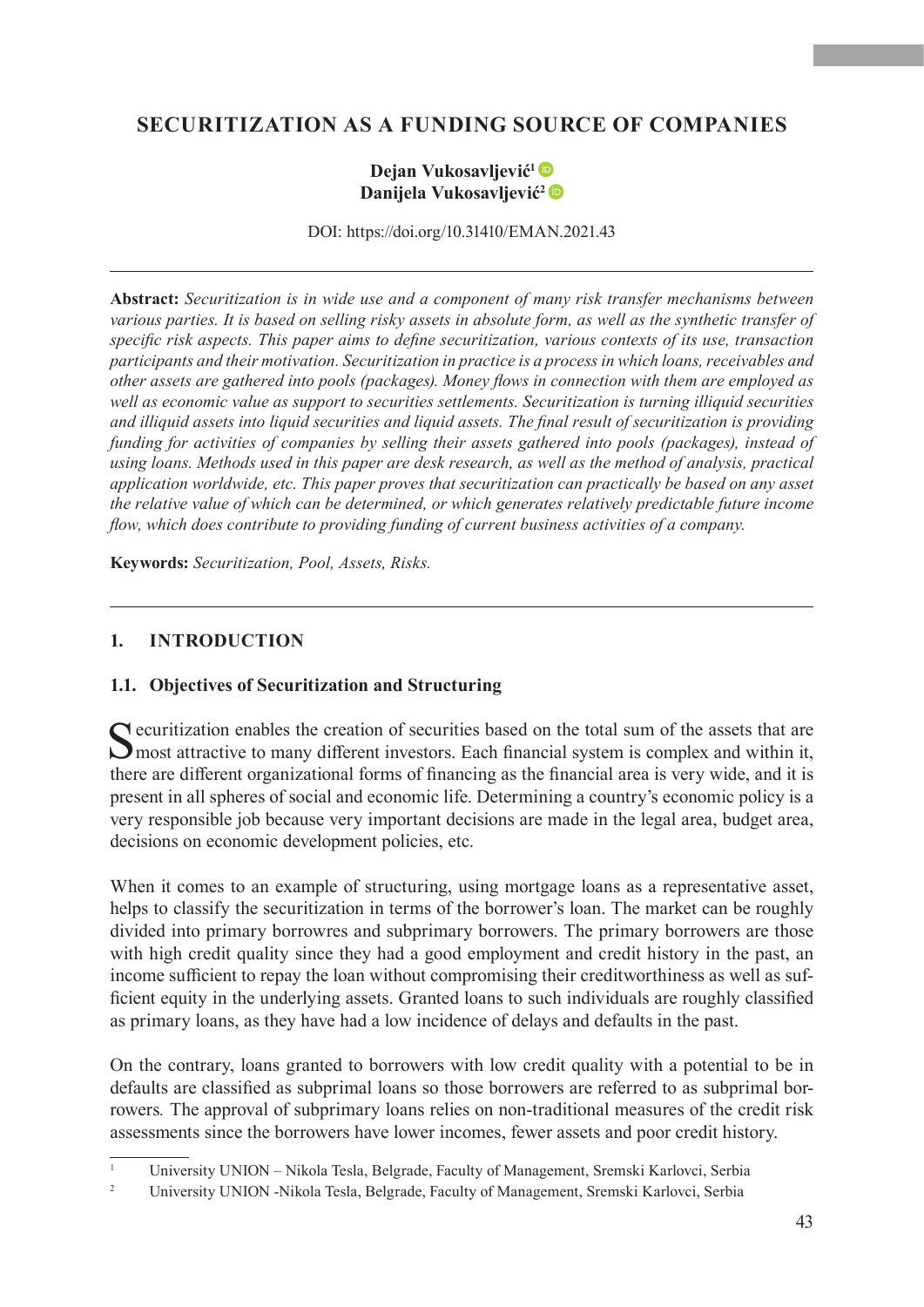# SECURITIZATION AS A FUNDING SOURCE OF COMPANIES

**Dejan Vukosavljević**[1]
**Danijela Vukosavljević**[2]

DOI: https://doi.org/10.31410/EMAN.2021.43

---

**Abstract:** *Securitization is in wide use and a component of many risk transfer mechanisms between various parties. It is based on selling risky assets in absolute form, as well as the synthetic transfer of specific risk aspects. This paper aims to define securitization, various contexts of its use, transaction participants and their motivation. Securitization in practice is a process in which loans, receivables and other assets are gathered into pools (packages). Money flows in connection with them are employed as well as economic value as support to securities settlements. Securitization is turning illiquid securities and illiquid assets into liquid securities and liquid assets. The final result of securitization is providing funding for activities of companies by selling their assets gathered into pools (packages), instead of using loans. Methods used in this paper are desk research, as well as the method of analysis, practical application worldwide, etc. This paper proves that securitization can practically be based on any asset the relative value of which can be determined, or which generates relatively predictable future income flow, which does contribute to providing funding of current business activities of a company.*

**Keywords:** *Securitization, Pool, Assets, Risks.*

---

## 1. INTRODUCTION

### 1.1. Objectives of Securitization and Structuring

Securitization enables the creation of securities based on the total sum of the assets that are most attractive to many different investors. Each financial system is complex and within it, there are different organizational forms of financing as the financial area is very wide, and it is present in all spheres of social and economic life. Determining a country's economic policy is a very responsible job because very important decisions are made in the legal area, budget area, decisions on economic development policies, etc.

When it comes to an example of structuring, using mortgage loans as a representative asset, helps to classify the securitization in terms of the borrower's loan. The market can be roughly divided into primary borrowres and subprimary borrowers. The primary borrowers are those with high credit quality since they had a good employment and credit history in the past, an income sufficient to repay the loan without compromising their creditworthiness as well as sufficient equity in the underlying assets. Granted loans to such individuals are roughly classified as primary loans, as they have had a low incidence of delays and defaults in the past.

On the contrary, loans granted to borrowers with low credit quality with a potential to be in defaults are classified as subprimal loans so those borrowers are referred to as subprimal borrowers. The approval of subprimary loans relies on non-traditional measures of the credit risk assessments since the borrowers have lower incomes, fewer assets and poor credit history.

---

[1] University UNION – Nikola Tesla, Belgrade, Faculty of Management, Sremski Karlovci, Serbia

[2] University UNION -Nikola Tesla, Belgrade, Faculty of Management, Sremski Karlovci, Serbia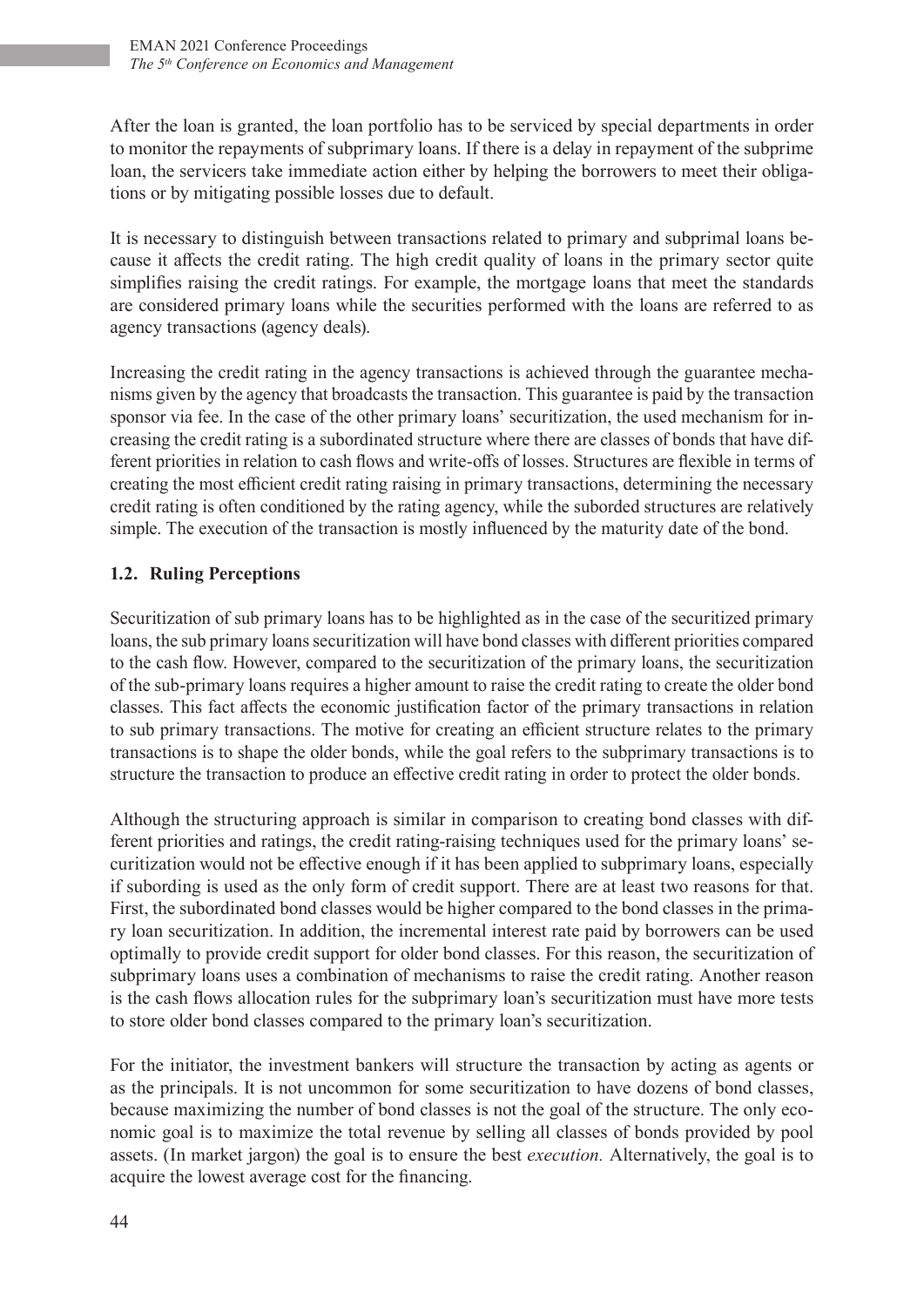After the loan is granted, the loan portfolio has to be serviced by special departments in order to monitor the repayments of subprimary loans. If there is a delay in repayment of the subprime loan, the servicers take immediate action either by helping the borrowers to meet their obligations or by mitigating possible losses due to default.

It is necessary to distinguish between transactions related to primary and subprimal loans because it affects the credit rating. The high credit quality of loans in the primary sector quite simplifies raising the credit ratings. For example, the mortgage loans that meet the standards are considered primary loans while the securities performed with the loans are referred to as agency transactions (agency deals).

Increasing the credit rating in the agency transactions is achieved through the guarantee mechanisms given by the agency that broadcasts the transaction. This guarantee is paid by the transaction sponsor via fee. In the case of the other primary loans' securitization, the used mechanism for increasing the credit rating is a subordinated structure where there are classes of bonds that have different priorities in relation to cash flows and write-offs of losses. Structures are flexible in terms of creating the most efficient credit rating raising in primary transactions, determining the necessary credit rating is often conditioned by the rating agency, while the suborded structures are relatively simple. The execution of the transaction is mostly influenced by the maturity date of the bond.

## 1.2. Ruling Perceptions

Securitization of sub primary loans has to be highlighted as in the case of the securitized primary loans, the sub primary loans securitization will have bond classes with different priorities compared to the cash flow. However, compared to the securitization of the primary loans, the securitization of the sub-primary loans requires a higher amount to raise the credit rating to create the older bond classes. This fact affects the economic justification factor of the primary transactions in relation to sub primary transactions. The motive for creating an efficient structure relates to the primary transactions is to shape the older bonds, while the goal refers to the subprimary transactions is to structure the transaction to produce an effective credit rating in order to protect the older bonds.

Although the structuring approach is similar in comparison to creating bond classes with different priorities and ratings, the credit rating-raising techniques used for the primary loans' securitization would not be effective enough if it has been applied to subprimary loans, especially if subording is used as the only form of credit support. There are at least two reasons for that. First, the subordinated bond classes would be higher compared to the bond classes in the primary loan securitization. In addition, the incremental interest rate paid by borrowers can be used optimally to provide credit support for older bond classes. For this reason, the securitization of subprimary loans uses a combination of mechanisms to raise the credit rating. Another reason is the cash flows allocation rules for the subprimary loan's securitization must have more tests to store older bond classes compared to the primary loan's securitization.

For the initiator, the investment bankers will structure the transaction by acting as agents or as the principals. It is not uncommon for some securitization to have dozens of bond classes, because maximizing the number of bond classes is not the goal of the structure. The only economic goal is to maximize the total revenue by selling all classes of bonds provided by pool assets. (In market jargon) the goal is to ensure the best *execution.* Alternatively, the goal is to acquire the lowest average cost for the financing.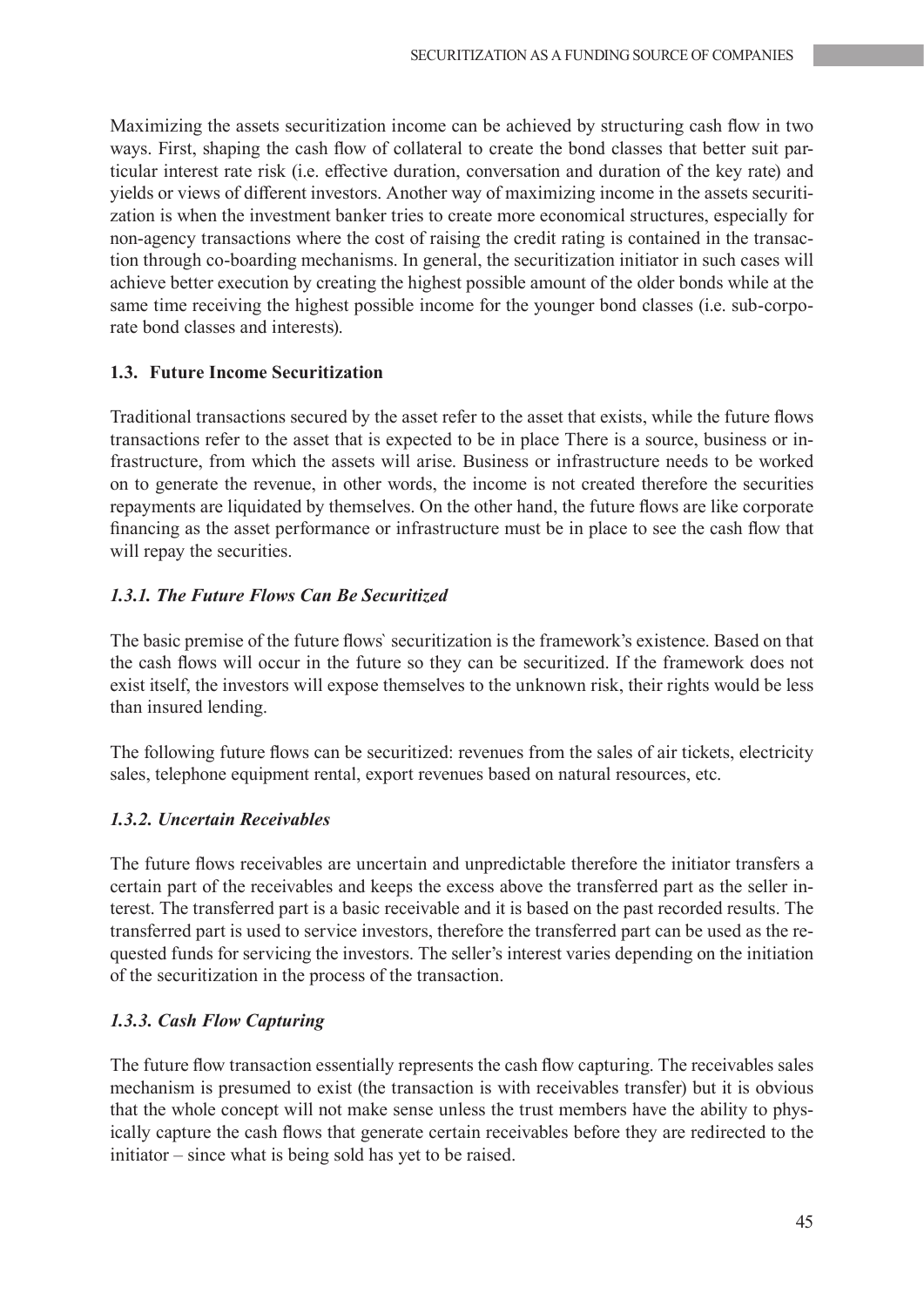Maximizing the assets securitization income can be achieved by structuring cash flow in two ways. First, shaping the cash flow of collateral to create the bond classes that better suit particular interest rate risk (i.e. effective duration, conversation and duration of the key rate) and yields or views of different investors. Another way of maximizing income in the assets securitization is when the investment banker tries to create more economical structures, especially for non-agency transactions where the cost of raising the credit rating is contained in the transaction through co-boarding mechanisms. In general, the securitization initiator in such cases will achieve better execution by creating the highest possible amount of the older bonds while at the same time receiving the highest possible income for the younger bond classes (i.e. sub-corporate bond classes and interests).

### 1.3. Future Income Securitization

Traditional transactions secured by the asset refer to the asset that exists, while the future flows transactions refer to the asset that is expected to be in place There is a source, business or infrastructure, from which the assets will arise. Business or infrastructure needs to be worked on to generate the revenue, in other words, the income is not created therefore the securities repayments are liquidated by themselves. On the other hand, the future flows are like corporate financing as the asset performance or infrastructure must be in place to see the cash flow that will repay the securities.

#### *1.3.1. The Future Flows Can Be Securitized*

The basic premise of the future flows` securitization is the framework's existence. Based on that the cash flows will occur in the future so they can be securitized. If the framework does not exist itself, the investors will expose themselves to the unknown risk, their rights would be less than insured lending.

The following future flows can be securitized: revenues from the sales of air tickets, electricity sales, telephone equipment rental, export revenues based on natural resources, etc.

#### *1.3.2. Uncertain Receivables*

The future flows receivables are uncertain and unpredictable therefore the initiator transfers a certain part of the receivables and keeps the excess above the transferred part as the seller interest. The transferred part is a basic receivable and it is based on the past recorded results. The transferred part is used to service investors, therefore the transferred part can be used as the requested funds for servicing the investors. The seller's interest varies depending on the initiation of the securitization in the process of the transaction.

#### *1.3.3. Cash Flow Capturing*

The future flow transaction essentially represents the cash flow capturing. The receivables sales mechanism is presumed to exist (the transaction is with receivables transfer) but it is obvious that the whole concept will not make sense unless the trust members have the ability to physically capture the cash flows that generate certain receivables before they are redirected to the initiator – since what is being sold has yet to be raised.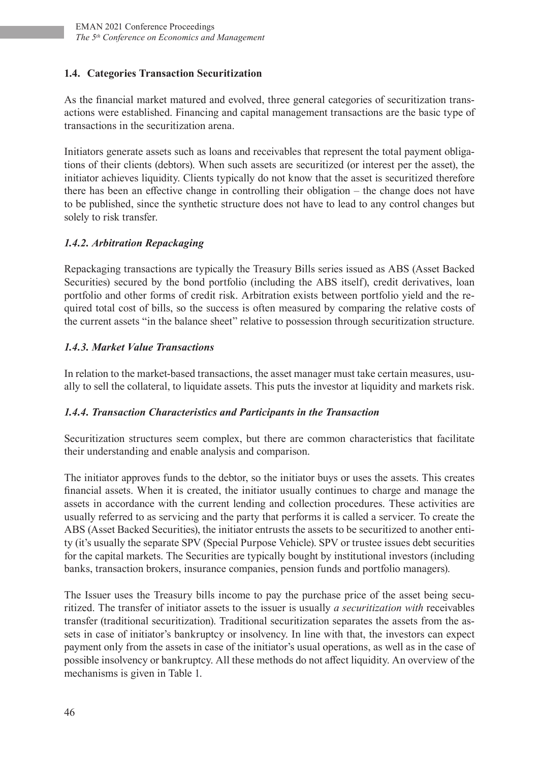### 1.4. Categories Transaction Securitization

As the financial market matured and evolved, three general categories of securitization transactions were established. Financing and capital management transactions are the basic type of transactions in the securitization arena.

Initiators generate assets such as loans and receivables that represent the total payment obligations of their clients (debtors). When such assets are securitized (or interest per the asset), the initiator achieves liquidity. Clients typically do not know that the asset is securitized therefore there has been an effective change in controlling their obligation – the change does not have to be published, since the synthetic structure does not have to lead to any control changes but solely to risk transfer.

#### *1.4.2. Arbitration Repackaging*

Repackaging transactions are typically the Treasury Bills series issued as ABS (Asset Backed Securities) secured by the bond portfolio (including the ABS itself), credit derivatives, loan portfolio and other forms of credit risk. Arbitration exists between portfolio yield and the required total cost of bills, so the success is often measured by comparing the relative costs of the current assets "in the balance sheet" relative to possession through securitization structure.

#### *1.4.3. Market Value Transactions*

In relation to the market-based transactions, the asset manager must take certain measures, usually to sell the collateral, to liquidate assets. This puts the investor at liquidity and markets risk.

#### *1.4.4. Transaction Characteristics and Participants in the Transaction*

Securitization structures seem complex, but there are common characteristics that facilitate their understanding and enable analysis and comparison.

The initiator approves funds to the debtor, so the initiator buys or uses the assets. This creates financial assets. When it is created, the initiator usually continues to charge and manage the assets in accordance with the current lending and collection procedures. These activities are usually referred to as servicing and the party that performs it is called a servicer. To create the ABS (Asset Backed Securities), the initiator entrusts the assets to be securitized to another entity (it's usually the separate SPV (Special Purpose Vehicle). SPV or trustee issues debt securities for the capital markets. The Securities are typically bought by institutional investors (including banks, transaction brokers, insurance companies, pension funds and portfolio managers).

The Issuer uses the Treasury bills income to pay the purchase price of the asset being securitized. The transfer of initiator assets to the issuer is usually *a securitization with* receivables transfer (traditional securitization). Traditional securitization separates the assets from the assets in case of initiator's bankruptcy or insolvency. In line with that, the investors can expect payment only from the assets in case of the initiator's usual operations, as well as in the case of possible insolvency or bankruptcy. All these methods do not affect liquidity. An overview of the mechanisms is given in Table 1.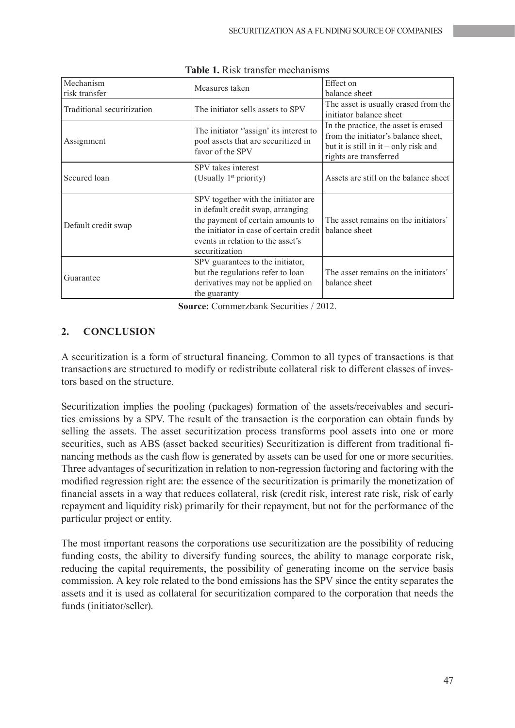**Table 1.** Risk transfer mechanisms

| Mechanism risk transfer | Measures taken | Effect on balance sheet |
|---|---|---|
| Traditional securitization | The initiator sells assets to SPV | The asset is usually erased from the initiator balance sheet |
| Assignment | The initiator ''assign' its interest to pool assets that are securitized in favor of the SPV | In the practice, the asset is erased from the initiator's balance sheet, but it is still in it – only risk and rights are transferred |
| Secured loan | SPV takes interest (Usually 1st priority) | Assets are still on the balance sheet |
| Default credit swap | SPV together with the initiator are in default credit swap, arranging the payment of certain amounts to the initiator in case of certain credit events in relation to the asset's securitization | The asset remains on the initiators´ balance sheet |
| Guarantee | SPV guarantees to the initiator, but the regulations refer to loan derivatives may not be applied on the guaranty | The asset remains on the initiators´ balance sheet |

**Source:** Commerzbank Securities / 2012.

## 2. CONCLUSION

A securitization is a form of structural financing. Common to all types of transactions is that transactions are structured to modify or redistribute collateral risk to different classes of investors based on the structure.

Securitization implies the pooling (packages) formation of the assets/receivables and securities emissions by a SPV. The result of the transaction is the corporation can obtain funds by selling the assets. The asset securitization process transforms pool assets into one or more securities, such as ABS (asset backed securities) Securitization is different from traditional financing methods as the cash flow is generated by assets can be used for one or more securities. Three advantages of securitization in relation to non-regression factoring and factoring with the modified regression right are: the essence of the securitization is primarily the monetization of financial assets in a way that reduces collateral, risk (credit risk, interest rate risk, risk of early repayment and liquidity risk) primarily for their repayment, but not for the performance of the particular project or entity.

The most important reasons the corporations use securitization are the possibility of reducing funding costs, the ability to diversify funding sources, the ability to manage corporate risk, reducing the capital requirements, the possibility of generating income on the service basis commission. A key role related to the bond emissions has the SPV since the entity separates the assets and it is used as collateral for securitization compared to the corporation that needs the funds (initiator/seller).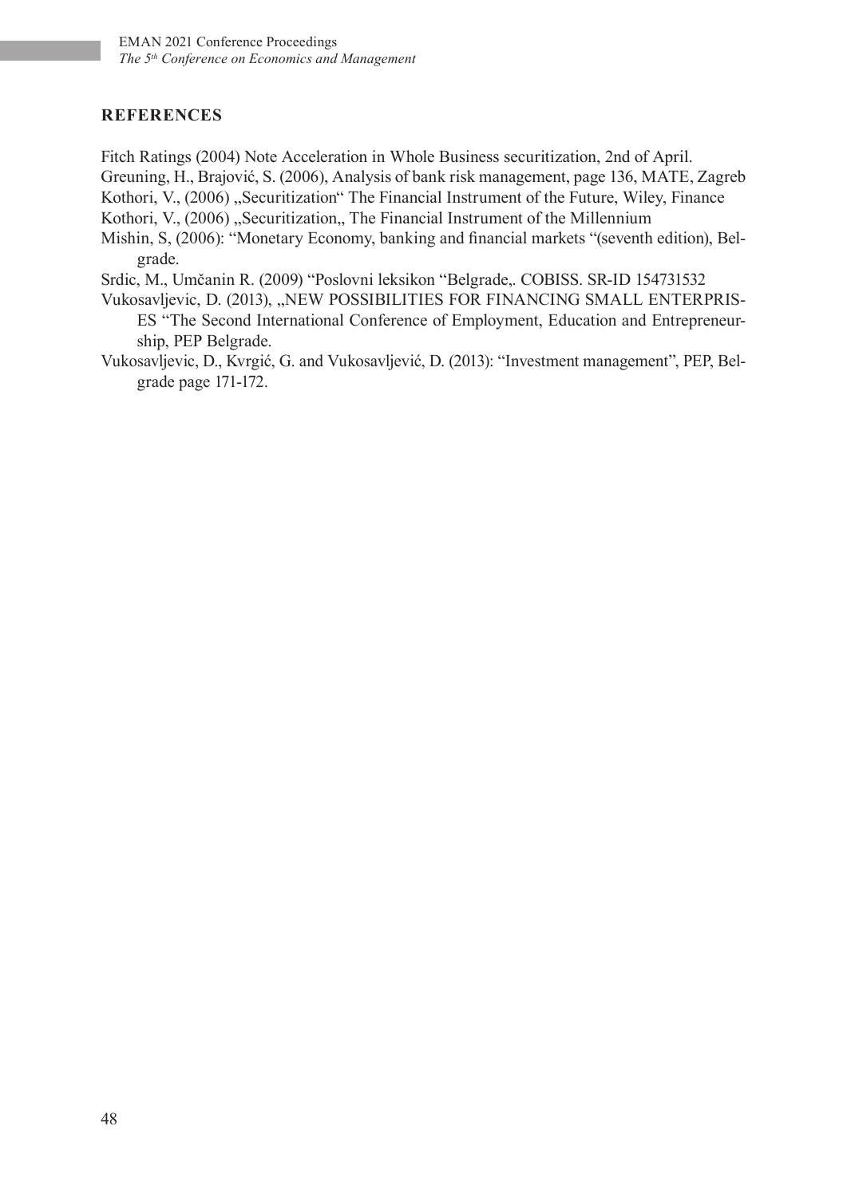## REFERENCES

Fitch Ratings (2004) Note Acceleration in Whole Business securitization, 2nd of April.

Greuning, H., Brajović, S. (2006), Analysis of bank risk management, page 136, MATE, Zagreb

Kothori, V., (2006) „Securitization" The Financial Instrument of the Future, Wiley, Finance

Kothori, V., (2006) „Securitization„ The Financial Instrument of the Millennium

Mishin, S, (2006): "Monetary Economy, banking and financial markets "(seventh edition), Belgrade.

Srdic, M., Umčanin R. (2009) "Poslovni leksikon "Belgrade,. COBISS. SR-ID 154731532

Vukosavljevic, D. (2013), „NEW POSSIBILITIES FOR FINANCING SMALL ENTERPRISES "The Second International Conference of Employment, Education and Entrepreneurship, PEP Belgrade.

Vukosavljevic, D., Kvrgić, G. and Vukosavljević, D. (2013): "Investment management", PEP, Belgrade page 171-172.